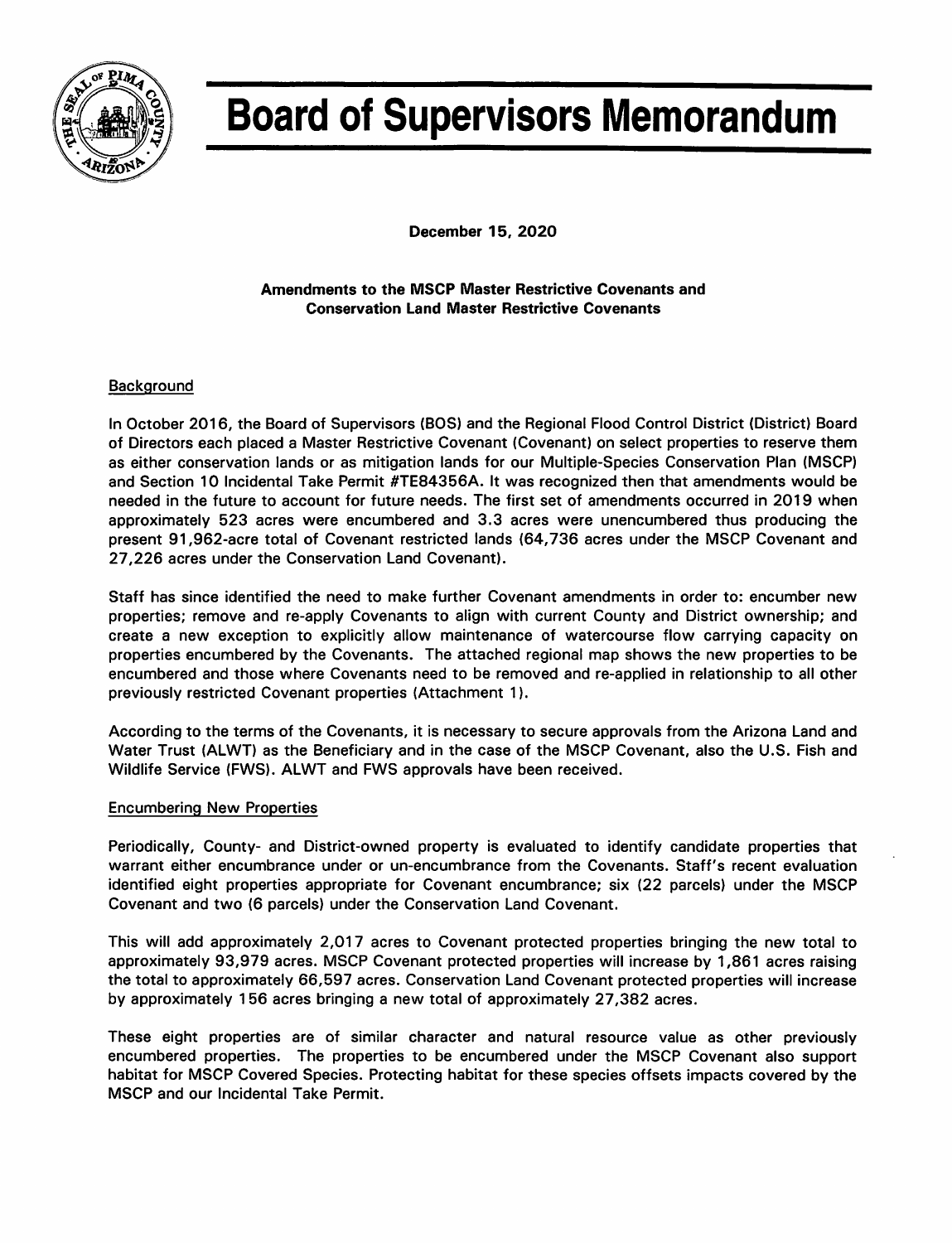# Board of Supervisors Memorandum

**December 15, 2020**

**Amendments to the MSCP Master Restrictive Covenants and Conservation Land Master Restrictive Covenants**

## Background

In October 2016, the Board of Supervisors (BOS) and the Regional Flood Control District (District) Board of Directors each placed a Master Restrictive Covenant (Covenant) on select properties to reserve them as either conservation lands or as mitigation lands for our Multiple-Species Conservation Plan (MSCP) and Section 10 Incidental Take Permit #TE84356A. It was recognized then that amendments would be needed in the future to account for future needs. The first set of amendments occurred in 2019 when approximately 523 acres were encumbered and 3.3 acres were unencumbered thus producing the present 91,962-acre total of Covenant restricted lands (64,736 acres under the MSCP Covenant and 27,226 acres under the Conservation Land Covenant).

Staff has since identified the need to make further Covenant amendments in order to: encumber new properties; remove and re-apply Covenants to align with current County and District ownership; and create a new exception to explicitly allow maintenance of watercourse flow carrying capacity on properties encumbered by the Covenants. The attached regional map shows the new properties to be encumbered and those where Covenants need to be removed and re-applied in relationship to all other previously restricted Covenant properties (Attachment 1).

According to the terms of the Covenants, it is necessary to secure approvals from the Arizona Land and Water Trust (ALWT) as the Beneficiary and in the case of the MSCP Covenant, also the U.S. Fish and Wildlife Service (FWS). ALWT and FWS approvals have been received.

## Encumbering New Properties

Periodically, County- and District-owned property is evaluated to identify candidate properties that warrant either encumbrance under or un-encumbrance from the Covenants. Staff's recent evaluation identified eight properties appropriate for Covenant encumbrance; six (22 parcels) under the MSCP Covenant and two (6 parcels) under the Conservation Land Covenant.

This will add approximately 2,017 acres to Covenant protected properties bringing the new total to approximately 93,979 acres. MSCP Covenant protected properties will increase by 1,861 acres raising the total to approximately 66,597 acres. Conservation Land Covenant protected properties will increase by approximately 156 acres bringing a new total of approximately 27,382 acres.

These eight properties are of similar character and natural resource value as other previously encumbered properties. The properties to be encumbered under the MSCP Covenant also support habitat for MSCP Covered Species. Protecting habitat for these species offsets impacts covered by the MSCP and our Incidental Take Permit.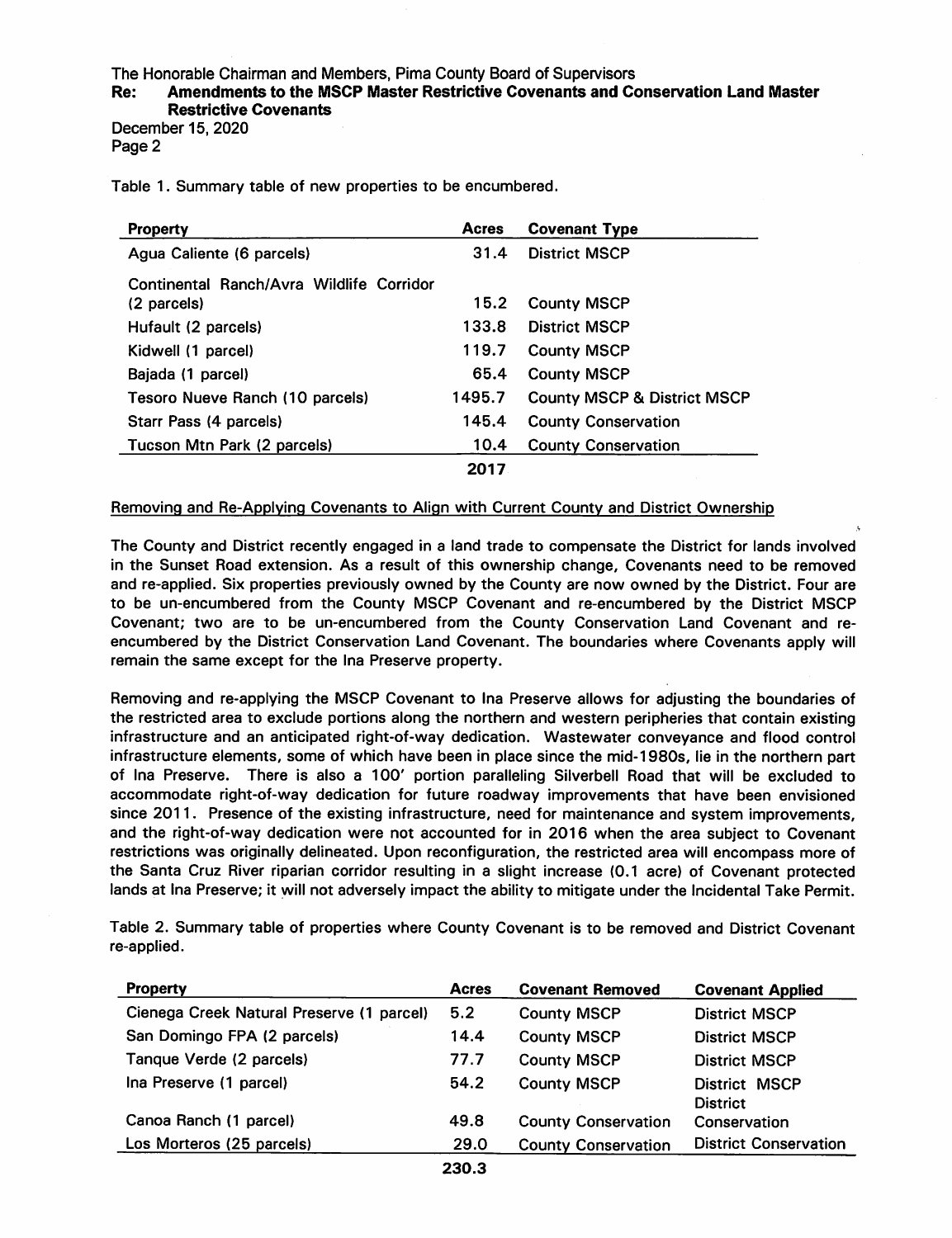Table 1. Summary table of new properties to be encumbered.

| Property | Acres | Covenant Type |
|---|---|---|
| Agua Caliente (6 parcels) | 31.4 | District MSCP |
| Continental Ranch/Avra Wildlife Corridor (2 parcels) | 15.2 | County MSCP |
| Hufault (2 parcels) | 133.8 | District MSCP |
| Kidwell (1 parcel) | 119.7 | County MSCP |
| Bajada (1 parcel) | 65.4 | County MSCP |
| Tesoro Nueve Ranch (10 parcels) | 1495.7 | County MSCP & District MSCP |
| Starr Pass (4 parcels) | 145.4 | County Conservation |
| Tucson Mtn Park (2 parcels) | 10.4 | County Conservation |
| | 2017 | |

Removing and Re-Applying Covenants to Align with Current County and District Ownership

The County and District recently engaged in a land trade to compensate the District for lands involved in the Sunset Road extension. As a result of this ownership change, Covenants need to be removed and re-applied. Six properties previously owned by the County are now owned by the District. Four are to be un-encumbered from the County MSCP Covenant and re-encumbered by the District MSCP Covenant; two are to be un-encumbered from the County Conservation Land Covenant and re-encumbered by the District Conservation Land Covenant. The boundaries where Covenants apply will remain the same except for the Ina Preserve property.

Removing and re-applying the MSCP Covenant to Ina Preserve allows for adjusting the boundaries of the restricted area to exclude portions along the northern and western peripheries that contain existing infrastructure and an anticipated right-of-way dedication. Wastewater conveyance and flood control infrastructure elements, some of which have been in place since the mid-1980s, lie in the northern part of Ina Preserve. There is also a 100' portion paralleling Silverbell Road that will be excluded to accommodate right-of-way dedication for future roadway improvements that have been envisioned since 2011. Presence of the existing infrastructure, need for maintenance and system improvements, and the right-of-way dedication were not accounted for in 2016 when the area subject to Covenant restrictions was originally delineated. Upon reconfiguration, the restricted area will encompass more of the Santa Cruz River riparian corridor resulting in a slight increase (0.1 acre) of Covenant protected lands at Ina Preserve; it will not adversely impact the ability to mitigate under the Incidental Take Permit.

Table 2. Summary table of properties where County Covenant is to be removed and District Covenant re-applied.

| Property | Acres | Covenant Removed | Covenant Applied |
|---|---|---|---|
| Cienega Creek Natural Preserve (1 parcel) | 5.2 | County MSCP | District MSCP |
| San Domingo FPA (2 parcels) | 14.4 | County MSCP | District MSCP |
| Tanque Verde (2 parcels) | 77.7 | County MSCP | District MSCP |
| Ina Preserve (1 parcel) | 54.2 | County MSCP | District MSCP |
| Canoa Ranch (1 parcel) | 49.8 | County Conservation | District Conservation |
| Los Morteros (25 parcels) | 29.0 | County Conservation | District Conservation |
| | 230.3 | | |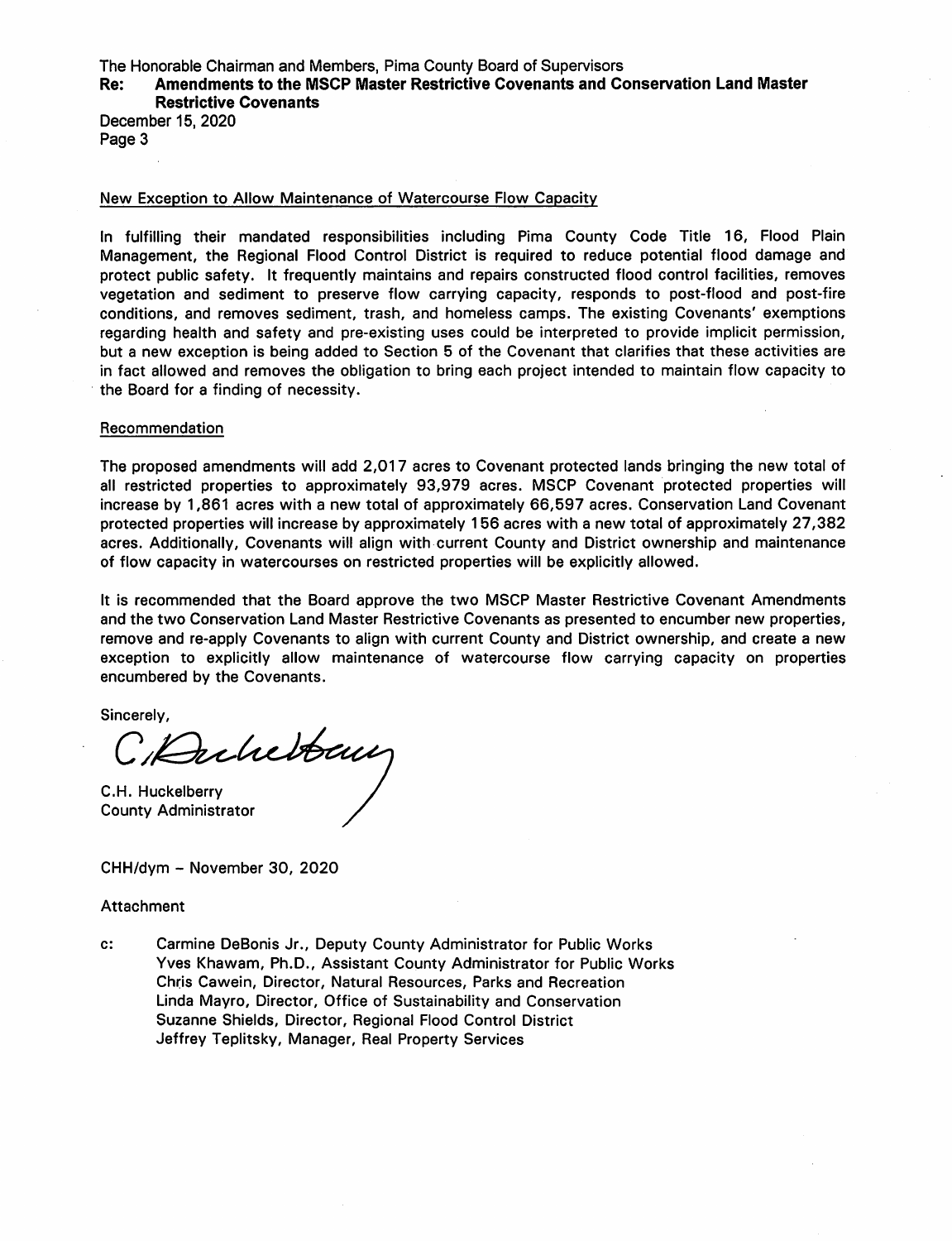## New Exception to Allow Maintenance of Watercourse Flow Capacity

In fulfilling their mandated responsibilities including Pima County Code Title 16, Flood Plain Management, the Regional Flood Control District is required to reduce potential flood damage and protect public safety. It frequently maintains and repairs constructed flood control facilities, removes vegetation and sediment to preserve flow carrying capacity, responds to post-flood and post-fire conditions, and removes sediment, trash, and homeless camps. The existing Covenants' exemptions regarding health and safety and pre-existing uses could be interpreted to provide implicit permission, but a new exception is being added to Section 5 of the Covenant that clarifies that these activities are in fact allowed and removes the obligation to bring each project intended to maintain flow capacity to the Board for a finding of necessity.

## Recommendation

The proposed amendments will add 2,017 acres to Covenant protected lands bringing the new total of all restricted properties to approximately 93,979 acres. MSCP Covenant protected properties will increase by 1,861 acres with a new total of approximately 66,597 acres. Conservation Land Covenant protected properties will increase by approximately 156 acres with a new total of approximately 27,382 acres. Additionally, Covenants will align with current County and District ownership and maintenance of flow capacity in watercourses on restricted properties will be explicitly allowed.

It is recommended that the Board approve the two MSCP Master Restrictive Covenant Amendments and the two Conservation Land Master Restrictive Covenants as presented to encumber new properties, remove and re-apply Covenants to align with current County and District ownership, and create a new exception to explicitly allow maintenance of watercourse flow carrying capacity on properties encumbered by the Covenants.

Sincerely,

C.H. Huckelberry
County Administrator

CHH/dym – November 30, 2020

Attachment

c: Carmine DeBonis Jr., Deputy County Administrator for Public Works
Yves Khawam, Ph.D., Assistant County Administrator for Public Works
Chris Cawein, Director, Natural Resources, Parks and Recreation
Linda Mayro, Director, Office of Sustainability and Conservation
Suzanne Shields, Director, Regional Flood Control District
Jeffrey Teplitsky, Manager, Real Property Services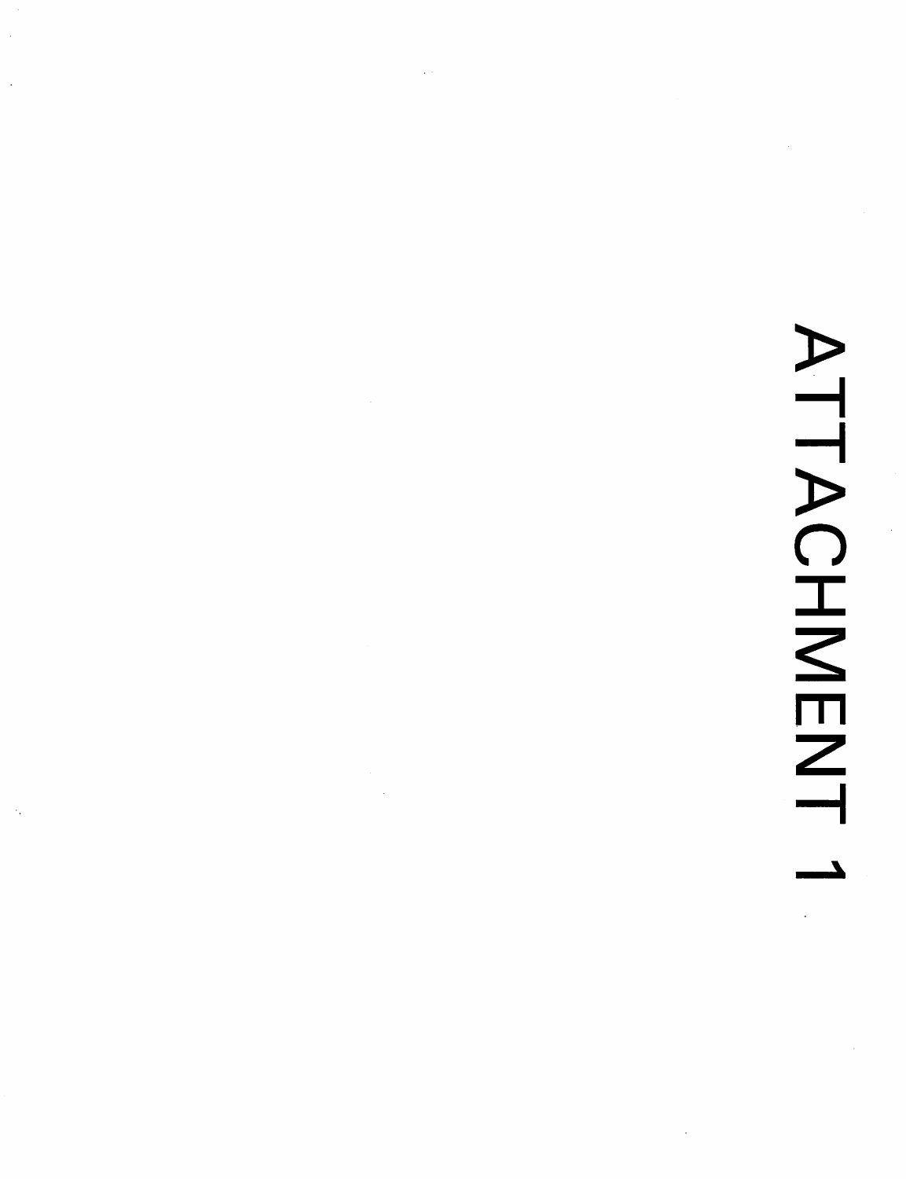# ATTACHMENT 1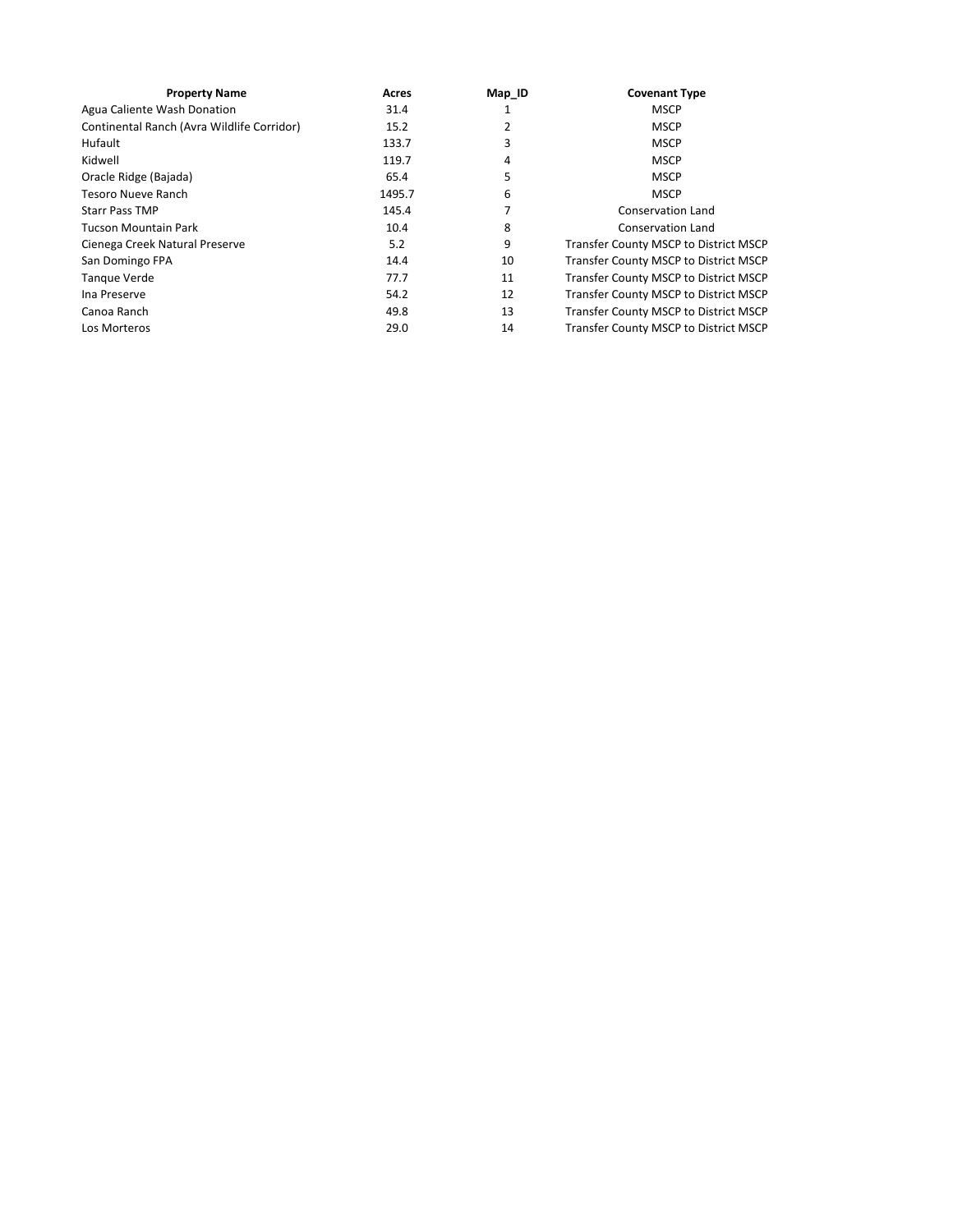| Property Name | Acres | Map_ID | Covenant Type |
|---|---|---|---|
| Agua Caliente Wash Donation | 31.4 | 1 | MSCP |
| Continental Ranch (Avra Wildlife Corridor) | 15.2 | 2 | MSCP |
| Hufault | 133.7 | 3 | MSCP |
| Kidwell | 119.7 | 4 | MSCP |
| Oracle Ridge (Bajada) | 65.4 | 5 | MSCP |
| Tesoro Nueve Ranch | 1495.7 | 6 | MSCP |
| Starr Pass TMP | 145.4 | 7 | Conservation Land |
| Tucson Mountain Park | 10.4 | 8 | Conservation Land |
| Cienega Creek Natural Preserve | 5.2 | 9 | Transfer County MSCP to District MSCP |
| San Domingo FPA | 14.4 | 10 | Transfer County MSCP to District MSCP |
| Tanque Verde | 77.7 | 11 | Transfer County MSCP to District MSCP |
| Ina Preserve | 54.2 | 12 | Transfer County MSCP to District MSCP |
| Canoa Ranch | 49.8 | 13 | Transfer County MSCP to District MSCP |
| Los Morteros | 29.0 | 14 | Transfer County MSCP to District MSCP |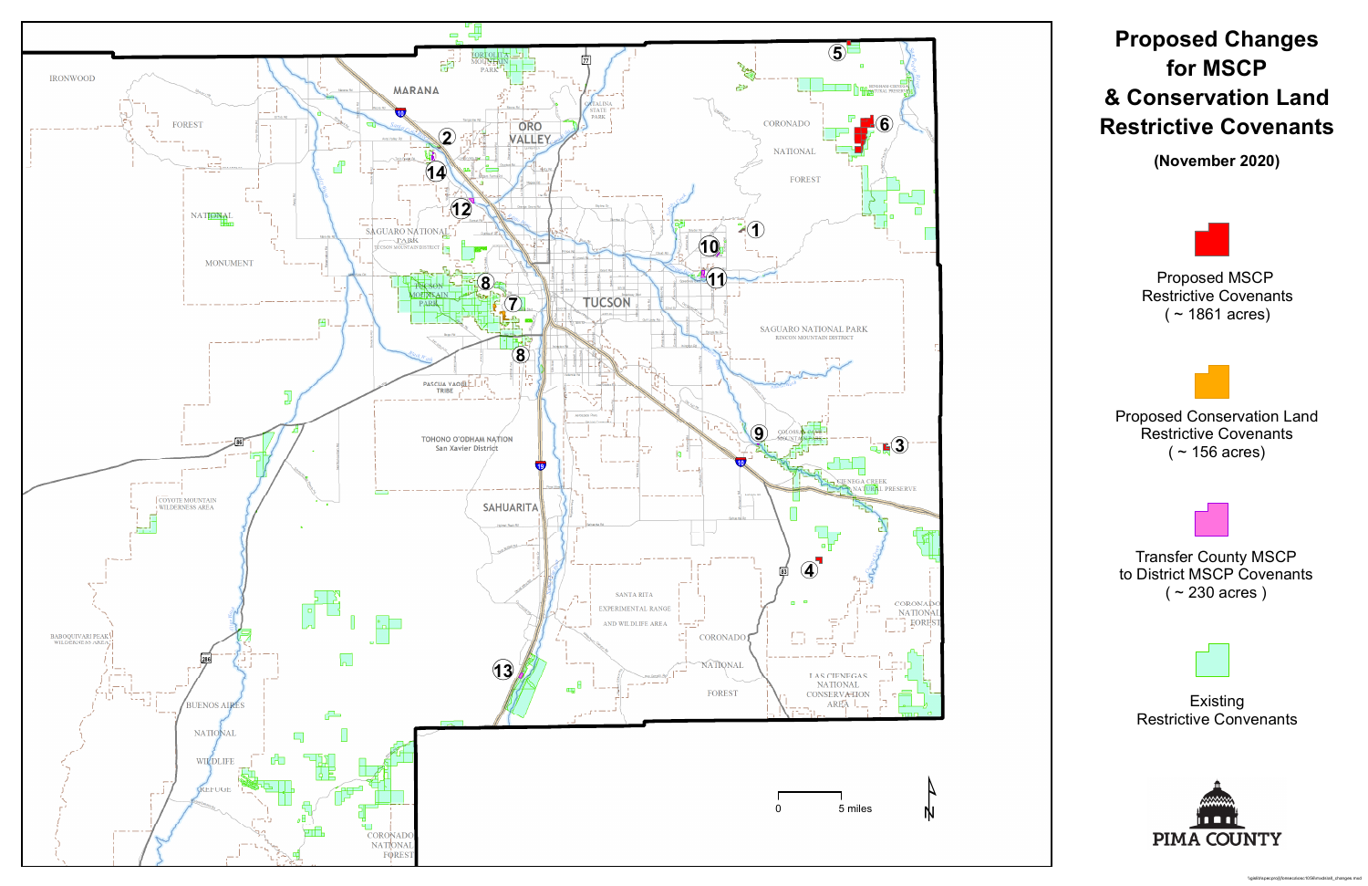# Proposed Changes for MSCP & Conservation Land Restrictive Covenants

**(November 2020)**

Proposed MSCP Restrictive Covenants ( ~ 1861 acres)

Proposed Conservation Land Restrictive Covenants ( ~ 156 acres)

Transfer County MSCP to District MSCP Covenants ( ~ 230 acres )

Existing Restrictive Convenants

PIMA COUNTY

IRONWOOD

FOREST

NATIONAL

MONUMENT

MARANA

TORTOLITA MOUNTAIN PARK

ORO VALLEY

CATALINA STATE PARK

CORONADO

NATIONAL

FOREST

SAGUARO NATIONAL PARK TUCSON MOUNTAIN DISTRICT

TUCSON MOUNTAIN PARK

TUCSON

SAGUARO NATIONAL PARK RINCON MOUNTAIN DISTRICT

PASCUA YAQUI TRIBE

TOHONO O'ODHAM NATION San Xavier District

COLOSSAL CAVE MOUNTAIN PARK

CIENEGA CREEK NATURAL PRESERVE

COYOTE MOUNTAIN WILDERNESS AREA

SAHUARITA

SANTA RITA EXPERIMENTAL RANGE AND WILDLIFE AREA

CORONADO NATIONAL FOREST

LAS CIENEGAS NATIONAL CONSERVATION AREA

BABOQUIVARI PEAK WILDERNESS AREA

BUENOS AIRES NATIONAL WILDLIFE REFUGE

CORONADO NATIONAL FOREST

1 2 3 4 5 6 7 8 9 10 11 12 13 14

0 5 miles

N